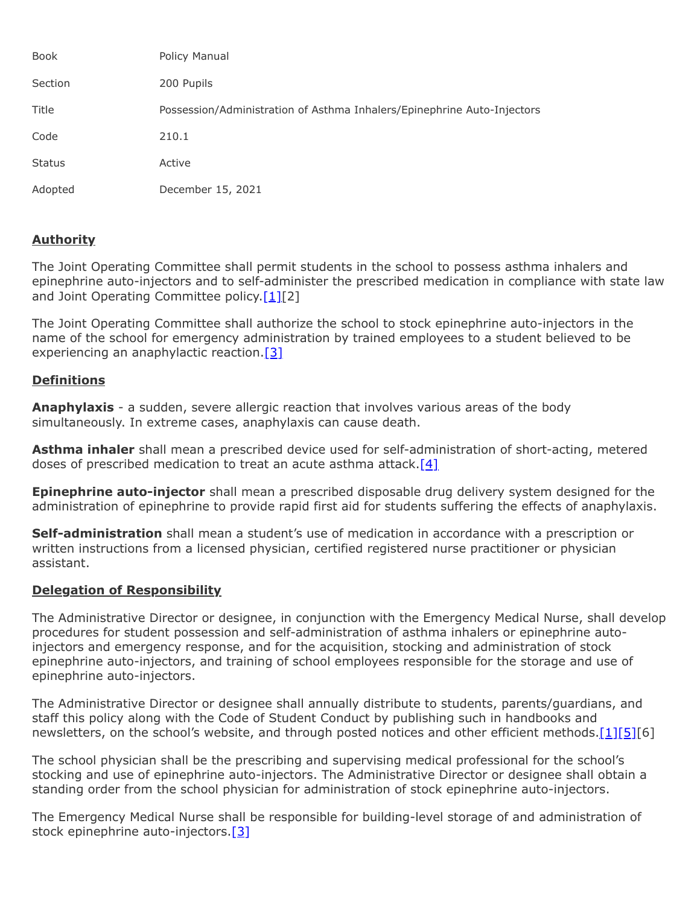| | |
|---|---|
| Book | Policy Manual |
| Section | 200 Pupils |
| Title | Possession/Administration of Asthma Inhalers/Epinephrine Auto-Injectors |
| Code | 210.1 |
| Status | Active |
| Adopted | December 15, 2021 |

## Authority

The Joint Operating Committee shall permit students in the school to possess asthma inhalers and epinephrine auto-injectors and to self-administer the prescribed medication in compliance with state law and Joint Operating Committee policy.[1][2]

The Joint Operating Committee shall authorize the school to stock epinephrine auto-injectors in the name of the school for emergency administration by trained employees to a student believed to be experiencing an anaphylactic reaction.[3]

## Definitions

**Anaphylaxis** - a sudden, severe allergic reaction that involves various areas of the body simultaneously. In extreme cases, anaphylaxis can cause death.

**Asthma inhaler** shall mean a prescribed device used for self-administration of short-acting, metered doses of prescribed medication to treat an acute asthma attack.[4]

**Epinephrine auto-injector** shall mean a prescribed disposable drug delivery system designed for the administration of epinephrine to provide rapid first aid for students suffering the effects of anaphylaxis.

**Self-administration** shall mean a student's use of medication in accordance with a prescription or written instructions from a licensed physician, certified registered nurse practitioner or physician assistant.

## Delegation of Responsibility

The Administrative Director or designee, in conjunction with the Emergency Medical Nurse, shall develop procedures for student possession and self-administration of asthma inhalers or epinephrine auto-injectors and emergency response, and for the acquisition, stocking and administration of stock epinephrine auto-injectors, and training of school employees responsible for the storage and use of epinephrine auto-injectors.

The Administrative Director or designee shall annually distribute to students, parents/guardians, and staff this policy along with the Code of Student Conduct by publishing such in handbooks and newsletters, on the school's website, and through posted notices and other efficient methods.[1][5][6]

The school physician shall be the prescribing and supervising medical professional for the school's stocking and use of epinephrine auto-injectors. The Administrative Director or designee shall obtain a standing order from the school physician for administration of stock epinephrine auto-injectors.

The Emergency Medical Nurse shall be responsible for building-level storage of and administration of stock epinephrine auto-injectors.[3]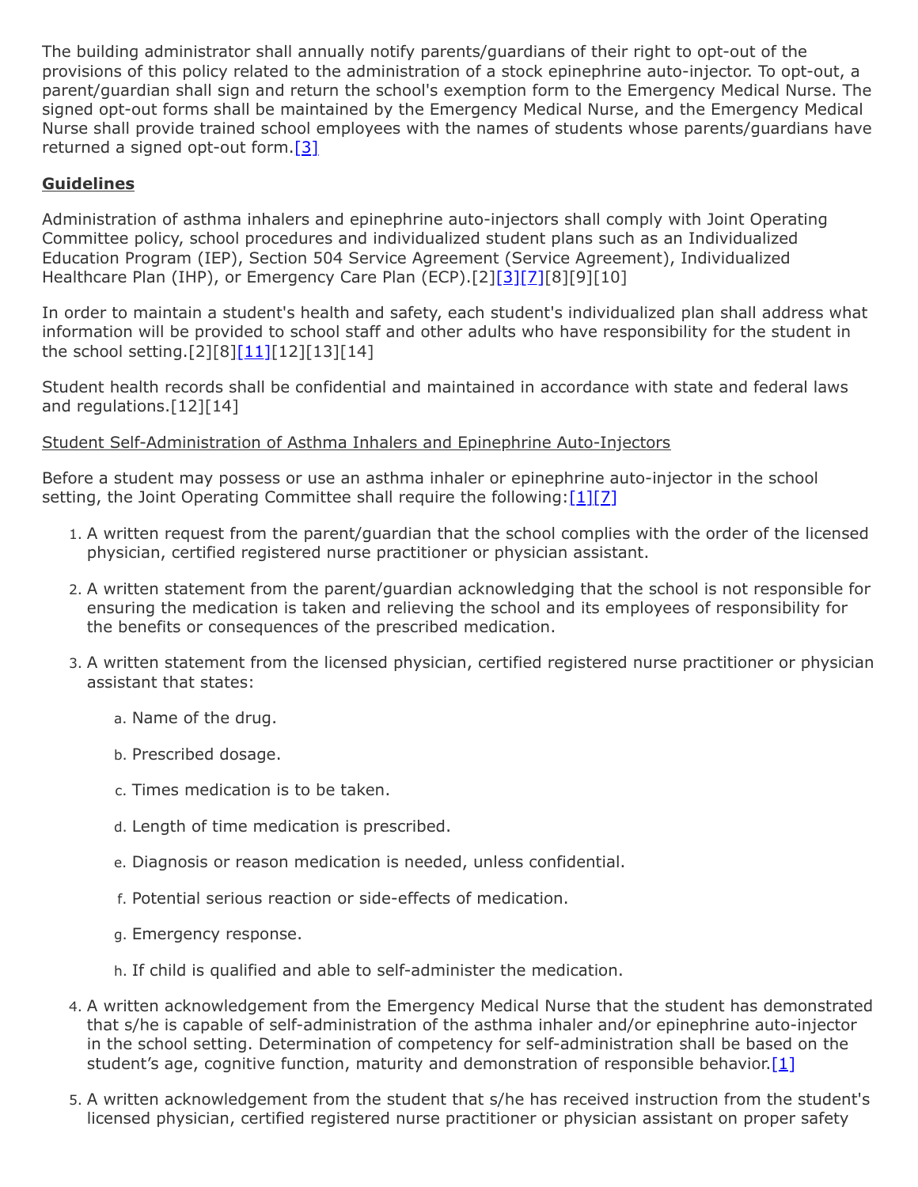The building administrator shall annually notify parents/guardians of their right to opt-out of the provisions of this policy related to the administration of a stock epinephrine auto-injector. To opt-out, a parent/guardian shall sign and return the school's exemption form to the Emergency Medical Nurse. The signed opt-out forms shall be maintained by the Emergency Medical Nurse, and the Emergency Medical Nurse shall provide trained school employees with the names of students whose parents/guardians have returned a signed opt-out form.[3]

**Guidelines**

Administration of asthma inhalers and epinephrine auto-injectors shall comply with Joint Operating Committee policy, school procedures and individualized student plans such as an Individualized Education Program (IEP), Section 504 Service Agreement (Service Agreement), Individualized Healthcare Plan (IHP), or Emergency Care Plan (ECP).[2][3][7][8][9][10]

In order to maintain a student's health and safety, each student's individualized plan shall address what information will be provided to school staff and other adults who have responsibility for the student in the school setting.[2][8][11][12][13][14]

Student health records shall be confidential and maintained in accordance with state and federal laws and regulations.[12][14]

Student Self-Administration of Asthma Inhalers and Epinephrine Auto-Injectors

Before a student may possess or use an asthma inhaler or epinephrine auto-injector in the school setting, the Joint Operating Committee shall require the following:[1][7]

1. A written request from the parent/guardian that the school complies with the order of the licensed physician, certified registered nurse practitioner or physician assistant.
2. A written statement from the parent/guardian acknowledging that the school is not responsible for ensuring the medication is taken and relieving the school and its employees of responsibility for the benefits or consequences of the prescribed medication.
3. A written statement from the licensed physician, certified registered nurse practitioner or physician assistant that states:
   a. Name of the drug.
   b. Prescribed dosage.
   c. Times medication is to be taken.
   d. Length of time medication is prescribed.
   e. Diagnosis or reason medication is needed, unless confidential.
   f. Potential serious reaction or side-effects of medication.
   g. Emergency response.
   h. If child is qualified and able to self-administer the medication.
4. A written acknowledgement from the Emergency Medical Nurse that the student has demonstrated that s/he is capable of self-administration of the asthma inhaler and/or epinephrine auto-injector in the school setting. Determination of competency for self-administration shall be based on the student's age, cognitive function, maturity and demonstration of responsible behavior.[1]
5. A written acknowledgement from the student that s/he has received instruction from the student's licensed physician, certified registered nurse practitioner or physician assistant on proper safety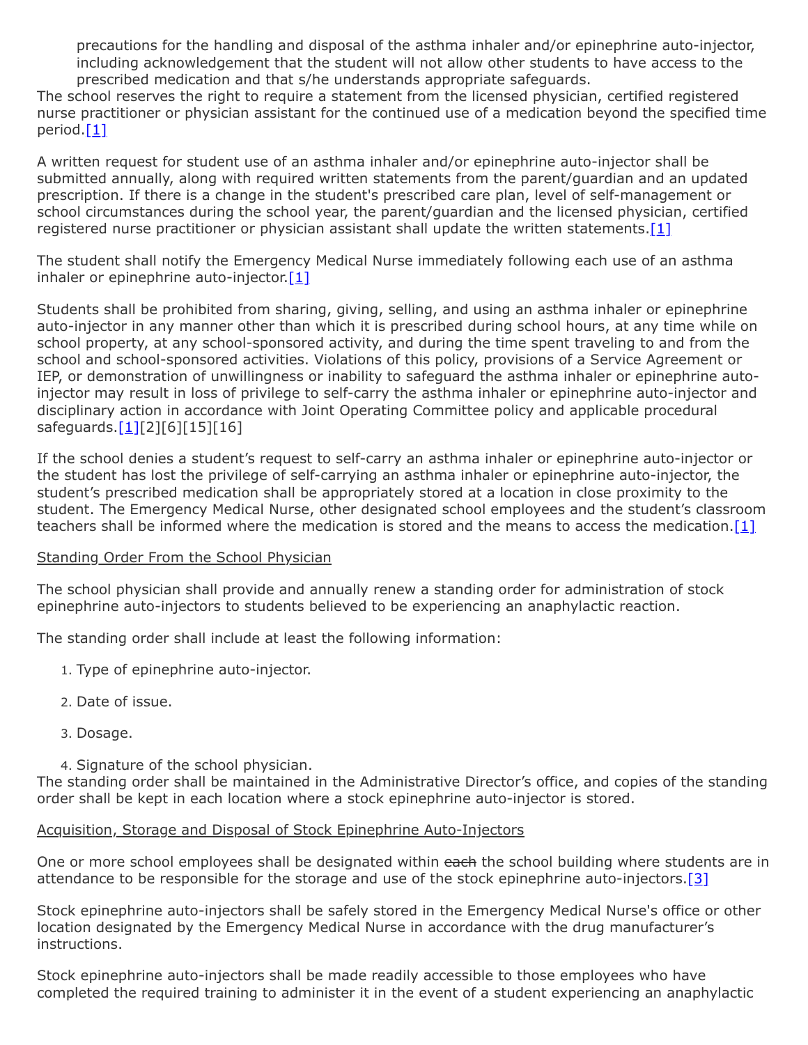precautions for the handling and disposal of the asthma inhaler and/or epinephrine auto-injector, including acknowledgement that the student will not allow other students to have access to the prescribed medication and that s/he understands appropriate safeguards.

The school reserves the right to require a statement from the licensed physician, certified registered nurse practitioner or physician assistant for the continued use of a medication beyond the specified time period.[1]

A written request for student use of an asthma inhaler and/or epinephrine auto-injector shall be submitted annually, along with required written statements from the parent/guardian and an updated prescription. If there is a change in the student's prescribed care plan, level of self-management or school circumstances during the school year, the parent/guardian and the licensed physician, certified registered nurse practitioner or physician assistant shall update the written statements.[1]

The student shall notify the Emergency Medical Nurse immediately following each use of an asthma inhaler or epinephrine auto-injector.[1]

Students shall be prohibited from sharing, giving, selling, and using an asthma inhaler or epinephrine auto-injector in any manner other than which it is prescribed during school hours, at any time while on school property, at any school-sponsored activity, and during the time spent traveling to and from the school and school-sponsored activities. Violations of this policy, provisions of a Service Agreement or IEP, or demonstration of unwillingness or inability to safeguard the asthma inhaler or epinephrine auto-injector may result in loss of privilege to self-carry the asthma inhaler or epinephrine auto-injector and disciplinary action in accordance with Joint Operating Committee policy and applicable procedural safeguards.[1][2][6][15][16]

If the school denies a student's request to self-carry an asthma inhaler or epinephrine auto-injector or the student has lost the privilege of self-carrying an asthma inhaler or epinephrine auto-injector, the student's prescribed medication shall be appropriately stored at a location in close proximity to the student. The Emergency Medical Nurse, other designated school employees and the student's classroom teachers shall be informed where the medication is stored and the means to access the medication.[1]

Standing Order From the School Physician

The school physician shall provide and annually renew a standing order for administration of stock epinephrine auto-injectors to students believed to be experiencing an anaphylactic reaction.

The standing order shall include at least the following information:

1. Type of epinephrine auto-injector.
2. Date of issue.
3. Dosage.
4. Signature of the school physician.

The standing order shall be maintained in the Administrative Director's office, and copies of the standing order shall be kept in each location where a stock epinephrine auto-injector is stored.

Acquisition, Storage and Disposal of Stock Epinephrine Auto-Injectors

One or more school employees shall be designated within ~~each~~ the school building where students are in attendance to be responsible for the storage and use of the stock epinephrine auto-injectors.[3]

Stock epinephrine auto-injectors shall be safely stored in the Emergency Medical Nurse's office or other location designated by the Emergency Medical Nurse in accordance with the drug manufacturer's instructions.

Stock epinephrine auto-injectors shall be made readily accessible to those employees who have completed the required training to administer it in the event of a student experiencing an anaphylactic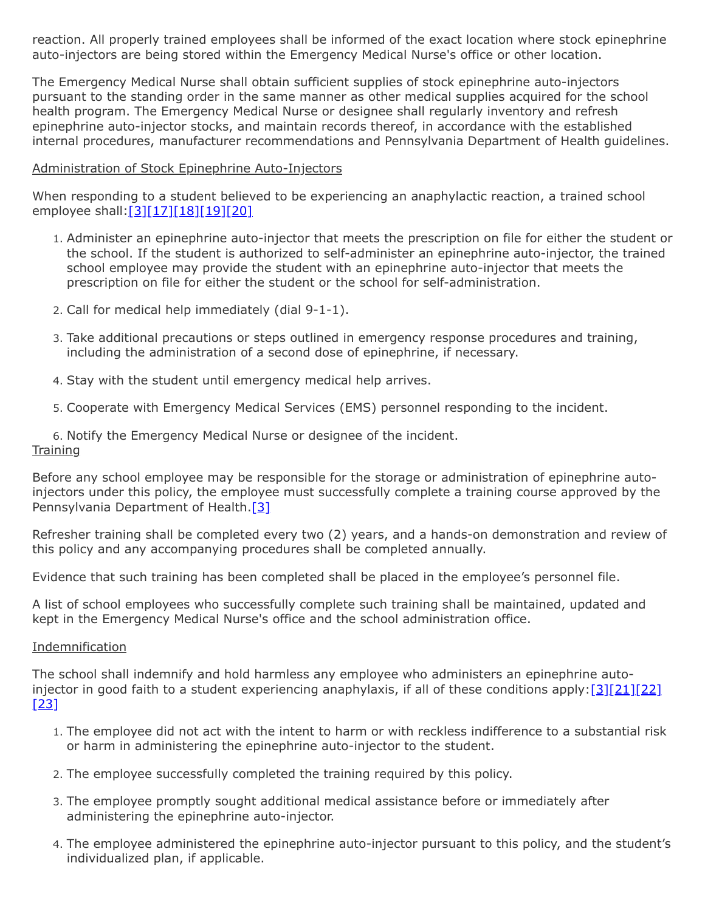reaction. All properly trained employees shall be informed of the exact location where stock epinephrine auto-injectors are being stored within the Emergency Medical Nurse's office or other location.

The Emergency Medical Nurse shall obtain sufficient supplies of stock epinephrine auto-injectors pursuant to the standing order in the same manner as other medical supplies acquired for the school health program. The Emergency Medical Nurse or designee shall regularly inventory and refresh epinephrine auto-injector stocks, and maintain records thereof, in accordance with the established internal procedures, manufacturer recommendations and Pennsylvania Department of Health guidelines.

Administration of Stock Epinephrine Auto-Injectors

When responding to a student believed to be experiencing an anaphylactic reaction, a trained school employee shall:[3][17][18][19][20]

1. Administer an epinephrine auto-injector that meets the prescription on file for either the student or the school. If the student is authorized to self-administer an epinephrine auto-injector, the trained school employee may provide the student with an epinephrine auto-injector that meets the prescription on file for either the student or the school for self-administration.
2. Call for medical help immediately (dial 9-1-1).
3. Take additional precautions or steps outlined in emergency response procedures and training, including the administration of a second dose of epinephrine, if necessary.
4. Stay with the student until emergency medical help arrives.
5. Cooperate with Emergency Medical Services (EMS) personnel responding to the incident.
6. Notify the Emergency Medical Nurse or designee of the incident.

Training

Before any school employee may be responsible for the storage or administration of epinephrine auto-injectors under this policy, the employee must successfully complete a training course approved by the Pennsylvania Department of Health.[3]

Refresher training shall be completed every two (2) years, and a hands-on demonstration and review of this policy and any accompanying procedures shall be completed annually.

Evidence that such training has been completed shall be placed in the employee's personnel file.

A list of school employees who successfully complete such training shall be maintained, updated and kept in the Emergency Medical Nurse's office and the school administration office.

Indemnification

The school shall indemnify and hold harmless any employee who administers an epinephrine auto-injector in good faith to a student experiencing anaphylaxis, if all of these conditions apply:[3][21][22][23]

1. The employee did not act with the intent to harm or with reckless indifference to a substantial risk or harm in administering the epinephrine auto-injector to the student.
2. The employee successfully completed the training required by this policy.
3. The employee promptly sought additional medical assistance before or immediately after administering the epinephrine auto-injector.
4. The employee administered the epinephrine auto-injector pursuant to this policy, and the student's individualized plan, if applicable.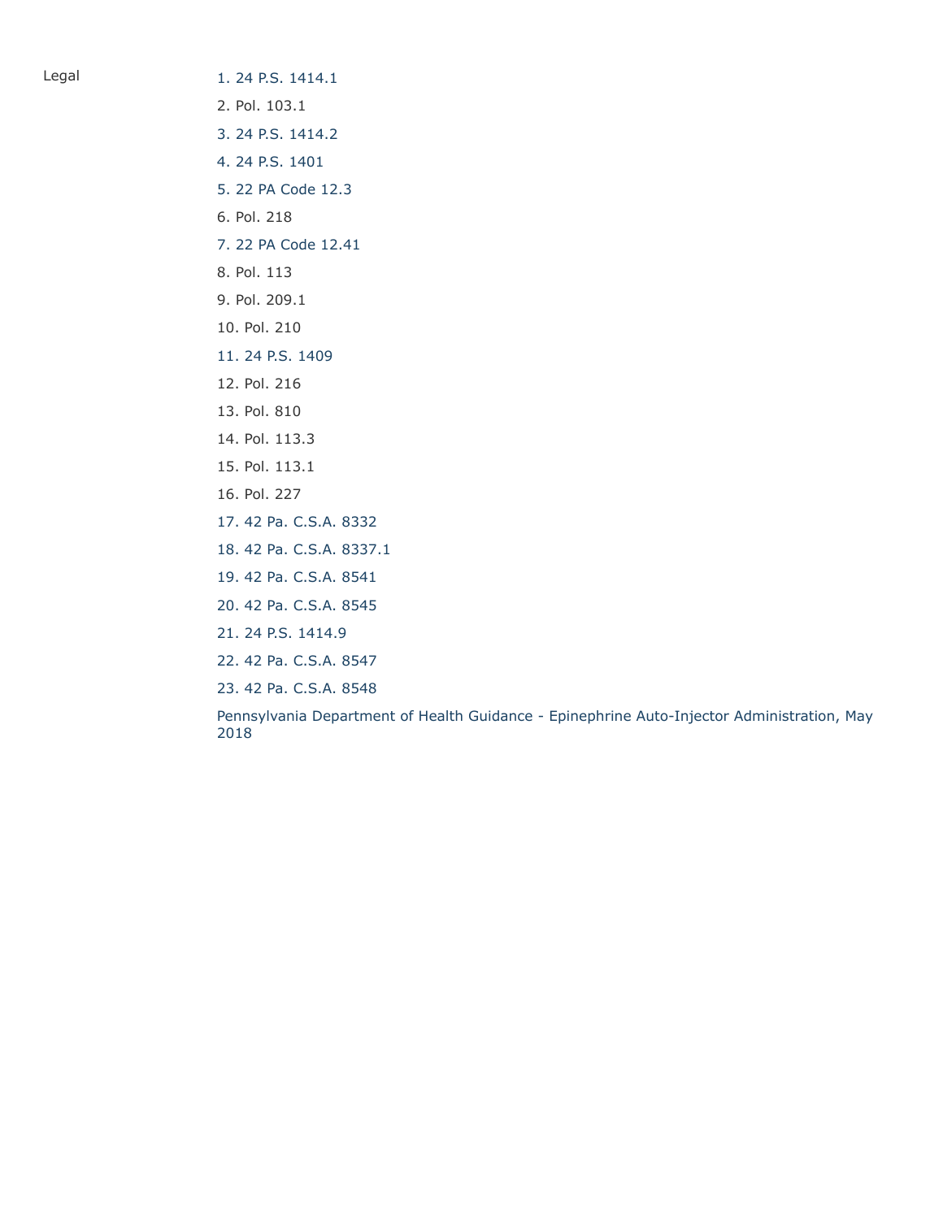Legal

1. 24 P.S. 1414.1
2. Pol. 103.1
3. 24 P.S. 1414.2
4. 24 P.S. 1401
5. 22 PA Code 12.3
6. Pol. 218
7. 22 PA Code 12.41
8. Pol. 113
9. Pol. 209.1
10. Pol. 210
11. 24 P.S. 1409
12. Pol. 216
13. Pol. 810
14. Pol. 113.3
15. Pol. 113.1
16. Pol. 227
17. 42 Pa. C.S.A. 8332
18. 42 Pa. C.S.A. 8337.1
19. 42 Pa. C.S.A. 8541
20. 42 Pa. C.S.A. 8545
21. 24 P.S. 1414.9
22. 42 Pa. C.S.A. 8547
23. 42 Pa. C.S.A. 8548

Pennsylvania Department of Health Guidance - Epinephrine Auto-Injector Administration, May 2018